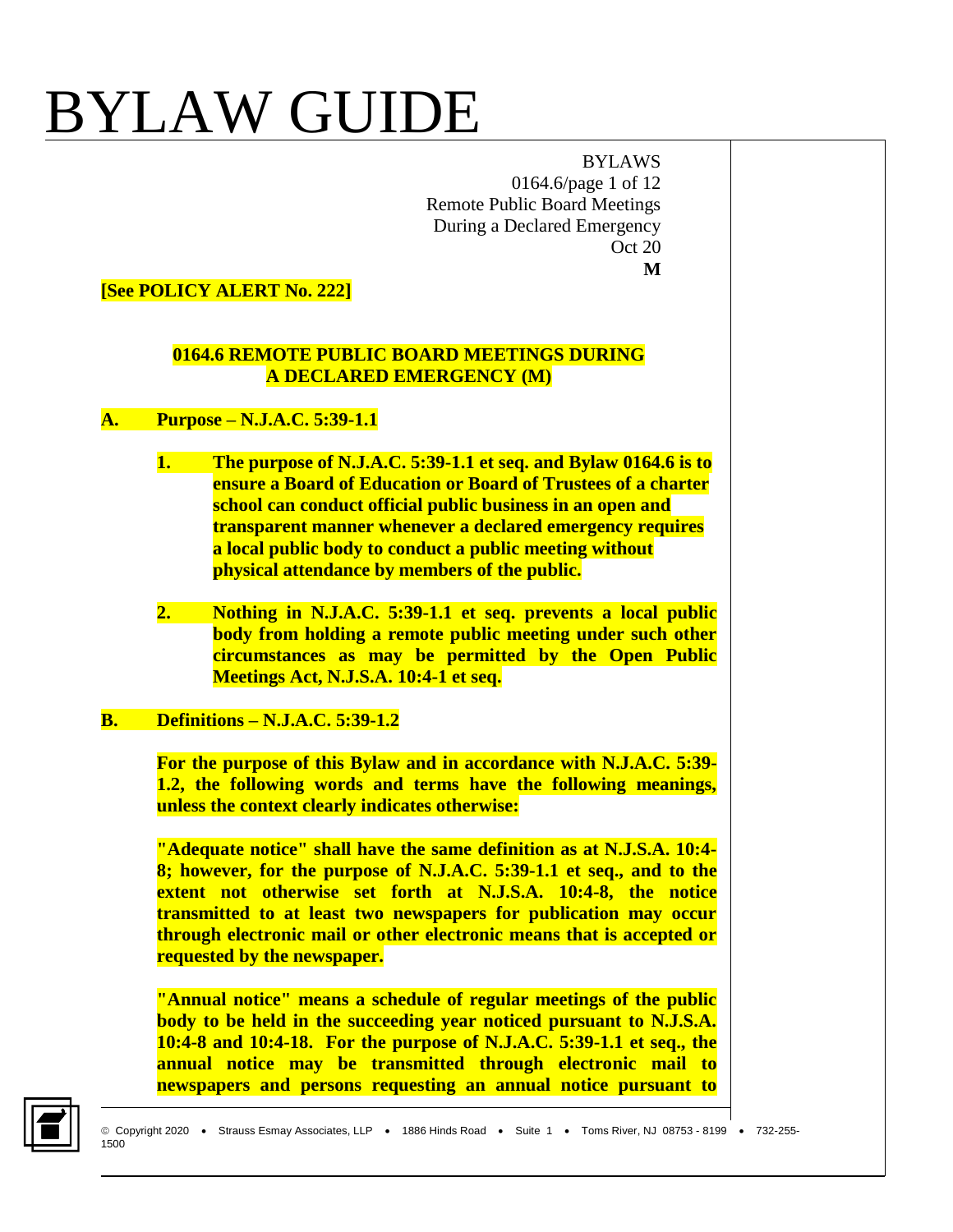# BYLAW GUIDE

BYLAWS
0164.6/page 1 of 12
Remote Public Board Meetings
During a Declared Emergency
Oct 20
**M**

**[See POLICY ALERT No. 222]**

## 0164.6 REMOTE PUBLIC BOARD MEETINGS DURING A DECLARED EMERGENCY (M)

### A. Purpose – N.J.A.C. 5:39-1.1

1. **The purpose of N.J.A.C. 5:39-1.1 et seq. and Bylaw 0164.6 is to ensure a Board of Education or Board of Trustees of a charter school can conduct official public business in an open and transparent manner whenever a declared emergency requires a local public body to conduct a public meeting without physical attendance by members of the public.**

2. **Nothing in N.J.A.C. 5:39-1.1 et seq. prevents a local public body from holding a remote public meeting under such other circumstances as may be permitted by the Open Public Meetings Act, N.J.S.A. 10:4-1 et seq.**

### B. Definitions – N.J.A.C. 5:39-1.2

**For the purpose of this Bylaw and in accordance with N.J.A.C. 5:39-1.2, the following words and terms have the following meanings, unless the context clearly indicates otherwise:**

**"Adequate notice" shall have the same definition as at N.J.S.A. 10:4-8; however, for the purpose of N.J.A.C. 5:39-1.1 et seq., and to the extent not otherwise set forth at N.J.S.A. 10:4-8, the notice transmitted to at least two newspapers for publication may occur through electronic mail or other electronic means that is accepted or requested by the newspaper.**

**"Annual notice" means a schedule of regular meetings of the public body to be held in the succeeding year noticed pursuant to N.J.S.A. 10:4-8 and 10:4-18. For the purpose of N.J.A.C. 5:39-1.1 et seq., the annual notice may be transmitted through electronic mail to newspapers and persons requesting an annual notice pursuant to**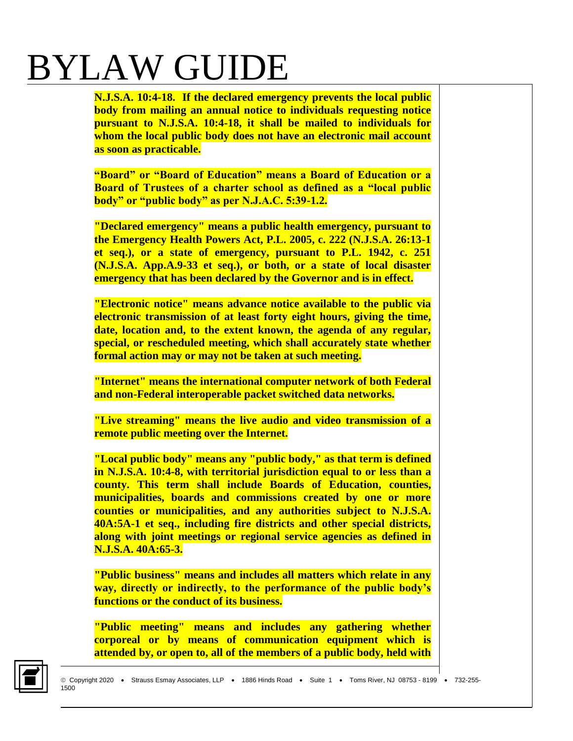**N.J.S.A. 10:4-18. If the declared emergency prevents the local public body from mailing an annual notice to individuals requesting notice pursuant to N.J.S.A. 10:4-18, it shall be mailed to individuals for whom the local public body does not have an electronic mail account as soon as practicable.**

**"Board" or "Board of Education" means a Board of Education or a Board of Trustees of a charter school as defined as a "local public body" or "public body" as per N.J.A.C. 5:39-1.2.**

**"Declared emergency" means a public health emergency, pursuant to the Emergency Health Powers Act, P.L. 2005, c. 222 (N.J.S.A. 26:13-1 et seq.), or a state of emergency, pursuant to P.L. 1942, c. 251 (N.J.S.A. App.A.9-33 et seq.), or both, or a state of local disaster emergency that has been declared by the Governor and is in effect.**

**"Electronic notice" means advance notice available to the public via electronic transmission of at least forty eight hours, giving the time, date, location and, to the extent known, the agenda of any regular, special, or rescheduled meeting, which shall accurately state whether formal action may or may not be taken at such meeting.**

**"Internet" means the international computer network of both Federal and non-Federal interoperable packet switched data networks.**

**"Live streaming" means the live audio and video transmission of a remote public meeting over the Internet.**

**"Local public body" means any "public body," as that term is defined in N.J.S.A. 10:4-8, with territorial jurisdiction equal to or less than a county. This term shall include Boards of Education, counties, municipalities, boards and commissions created by one or more counties or municipalities, and any authorities subject to N.J.S.A. 40A:5A-1 et seq., including fire districts and other special districts, along with joint meetings or regional service agencies as defined in N.J.S.A. 40A:65-3.**

**"Public business" means and includes all matters which relate in any way, directly or indirectly, to the performance of the public body's functions or the conduct of its business.**

**"Public meeting" means and includes any gathering whether corporeal or by means of communication equipment which is attended by, or open to, all of the members of a public body, held with**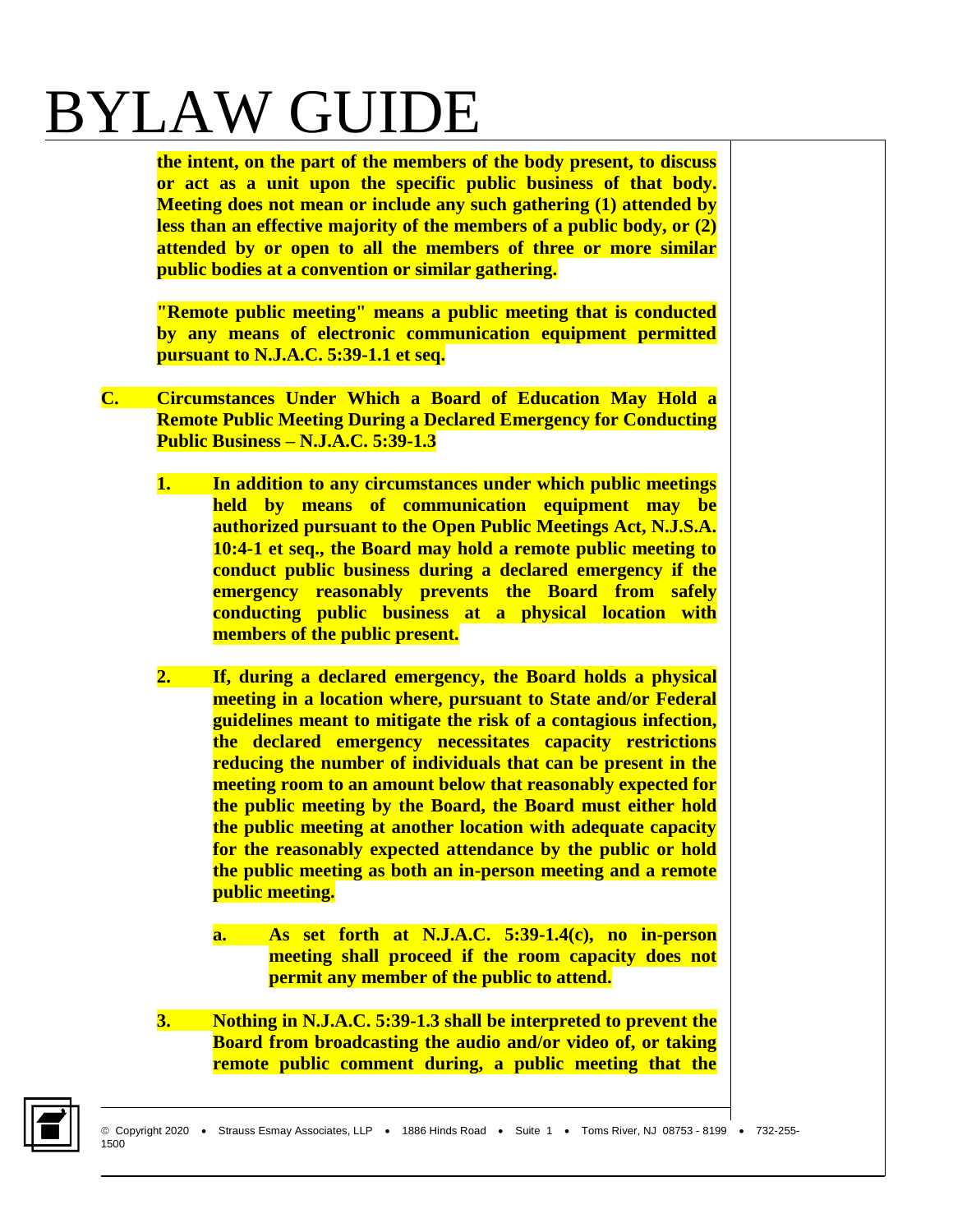**the intent, on the part of the members of the body present, to discuss or act as a unit upon the specific public business of that body. Meeting does not mean or include any such gathering (1) attended by less than an effective majority of the members of a public body, or (2) attended by or open to all the members of three or more similar public bodies at a convention or similar gathering.**

**"Remote public meeting" means a public meeting that is conducted by any means of electronic communication equipment permitted pursuant to N.J.A.C. 5:39-1.1 et seq.**

**C. Circumstances Under Which a Board of Education May Hold a Remote Public Meeting During a Declared Emergency for Conducting Public Business – N.J.A.C. 5:39-1.3**

**1. In addition to any circumstances under which public meetings held by means of communication equipment may be authorized pursuant to the Open Public Meetings Act, N.J.S.A. 10:4-1 et seq., the Board may hold a remote public meeting to conduct public business during a declared emergency if the emergency reasonably prevents the Board from safely conducting public business at a physical location with members of the public present.**

**2. If, during a declared emergency, the Board holds a physical meeting in a location where, pursuant to State and/or Federal guidelines meant to mitigate the risk of a contagious infection, the declared emergency necessitates capacity restrictions reducing the number of individuals that can be present in the meeting room to an amount below that reasonably expected for the public meeting by the Board, the Board must either hold the public meeting at another location with adequate capacity for the reasonably expected attendance by the public or hold the public meeting as both an in-person meeting and a remote public meeting.**

**a. As set forth at N.J.A.C. 5:39-1.4(c), no in-person meeting shall proceed if the room capacity does not permit any member of the public to attend.**

**3. Nothing in N.J.A.C. 5:39-1.3 shall be interpreted to prevent the Board from broadcasting the audio and/or video of, or taking remote public comment during, a public meeting that the**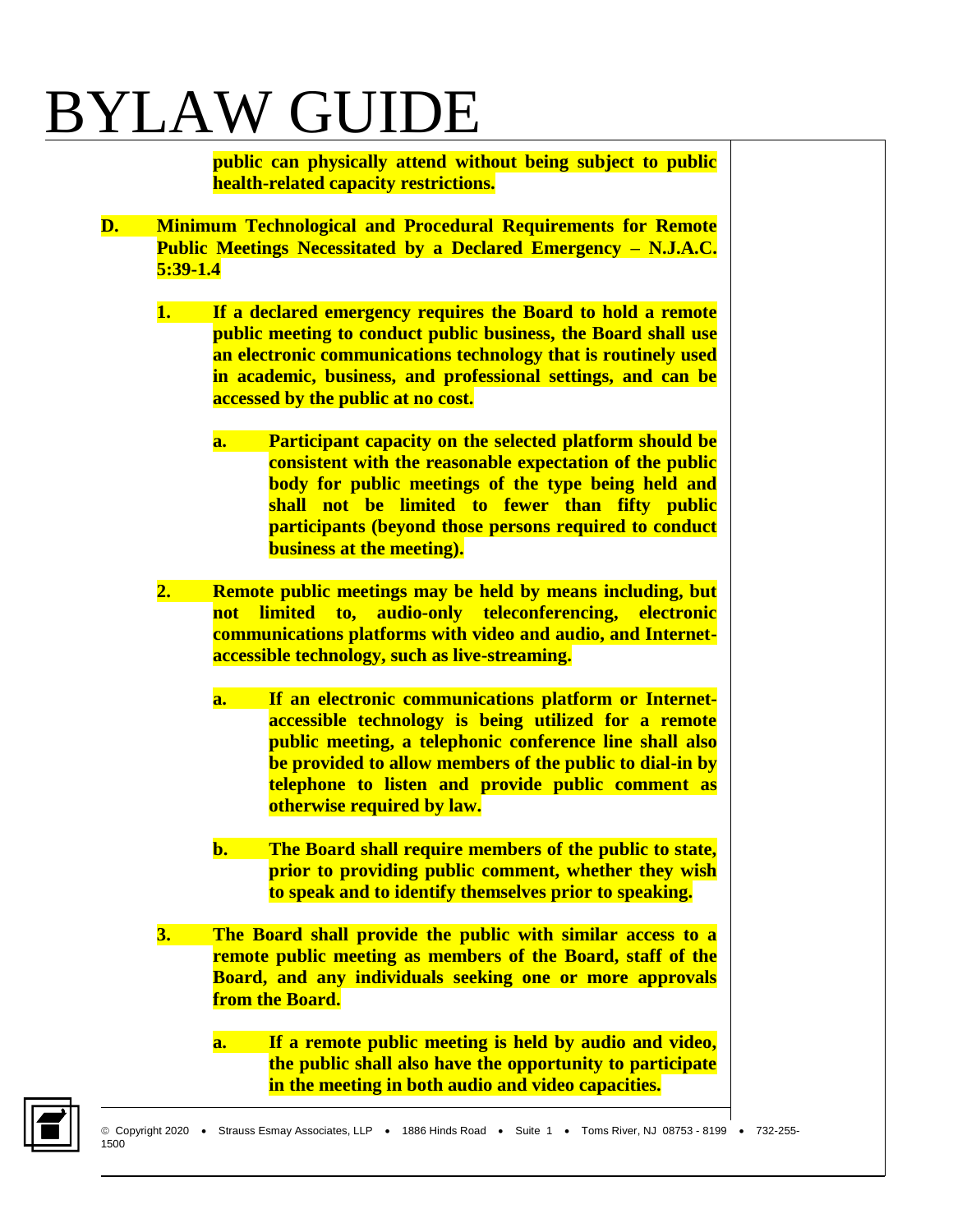**public can physically attend without being subject to public health-related capacity restrictions.**

**D. Minimum Technological and Procedural Requirements for Remote Public Meetings Necessitated by a Declared Emergency – N.J.A.C. 5:39-1.4**

**1. If a declared emergency requires the Board to hold a remote public meeting to conduct public business, the Board shall use an electronic communications technology that is routinely used in academic, business, and professional settings, and can be accessed by the public at no cost.**

**a. Participant capacity on the selected platform should be consistent with the reasonable expectation of the public body for public meetings of the type being held and shall not be limited to fewer than fifty public participants (beyond those persons required to conduct business at the meeting).**

**2. Remote public meetings may be held by means including, but not limited to, audio-only teleconferencing, electronic communications platforms with video and audio, and Internet-accessible technology, such as live-streaming.**

**a. If an electronic communications platform or Internet-accessible technology is being utilized for a remote public meeting, a telephonic conference line shall also be provided to allow members of the public to dial-in by telephone to listen and provide public comment as otherwise required by law.**

**b. The Board shall require members of the public to state, prior to providing public comment, whether they wish to speak and to identify themselves prior to speaking.**

**3. The Board shall provide the public with similar access to a remote public meeting as members of the Board, staff of the Board, and any individuals seeking one or more approvals from the Board.**

**a. If a remote public meeting is held by audio and video, the public shall also have the opportunity to participate in the meeting in both audio and video capacities.**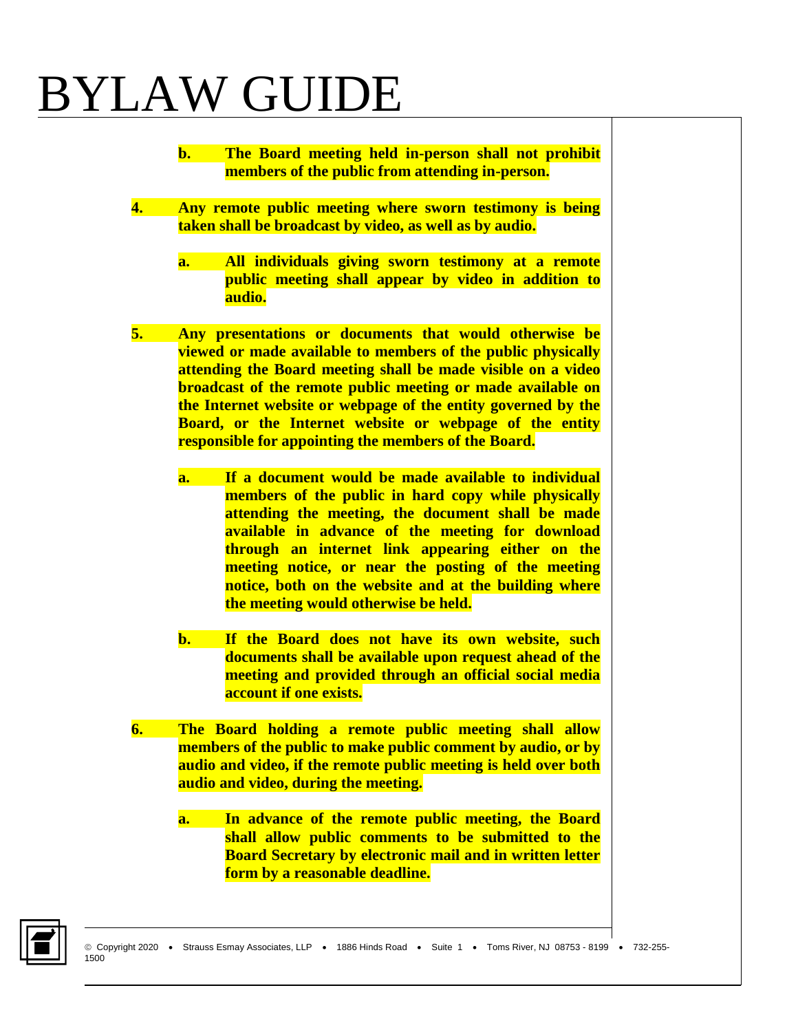**b. The Board meeting held in-person shall not prohibit members of the public from attending in-person.**

**4. Any remote public meeting where sworn testimony is being taken shall be broadcast by video, as well as by audio.**

**a. All individuals giving sworn testimony at a remote public meeting shall appear by video in addition to audio.**

**5. Any presentations or documents that would otherwise be viewed or made available to members of the public physically attending the Board meeting shall be made visible on a video broadcast of the remote public meeting or made available on the Internet website or webpage of the entity governed by the Board, or the Internet website or webpage of the entity responsible for appointing the members of the Board.**

**a. If a document would be made available to individual members of the public in hard copy while physically attending the meeting, the document shall be made available in advance of the meeting for download through an internet link appearing either on the meeting notice, or near the posting of the meeting notice, both on the website and at the building where the meeting would otherwise be held.**

**b. If the Board does not have its own website, such documents shall be available upon request ahead of the meeting and provided through an official social media account if one exists.**

**6. The Board holding a remote public meeting shall allow members of the public to make public comment by audio, or by audio and video, if the remote public meeting is held over both audio and video, during the meeting.**

**a. In advance of the remote public meeting, the Board shall allow public comments to be submitted to the Board Secretary by electronic mail and in written letter form by a reasonable deadline.**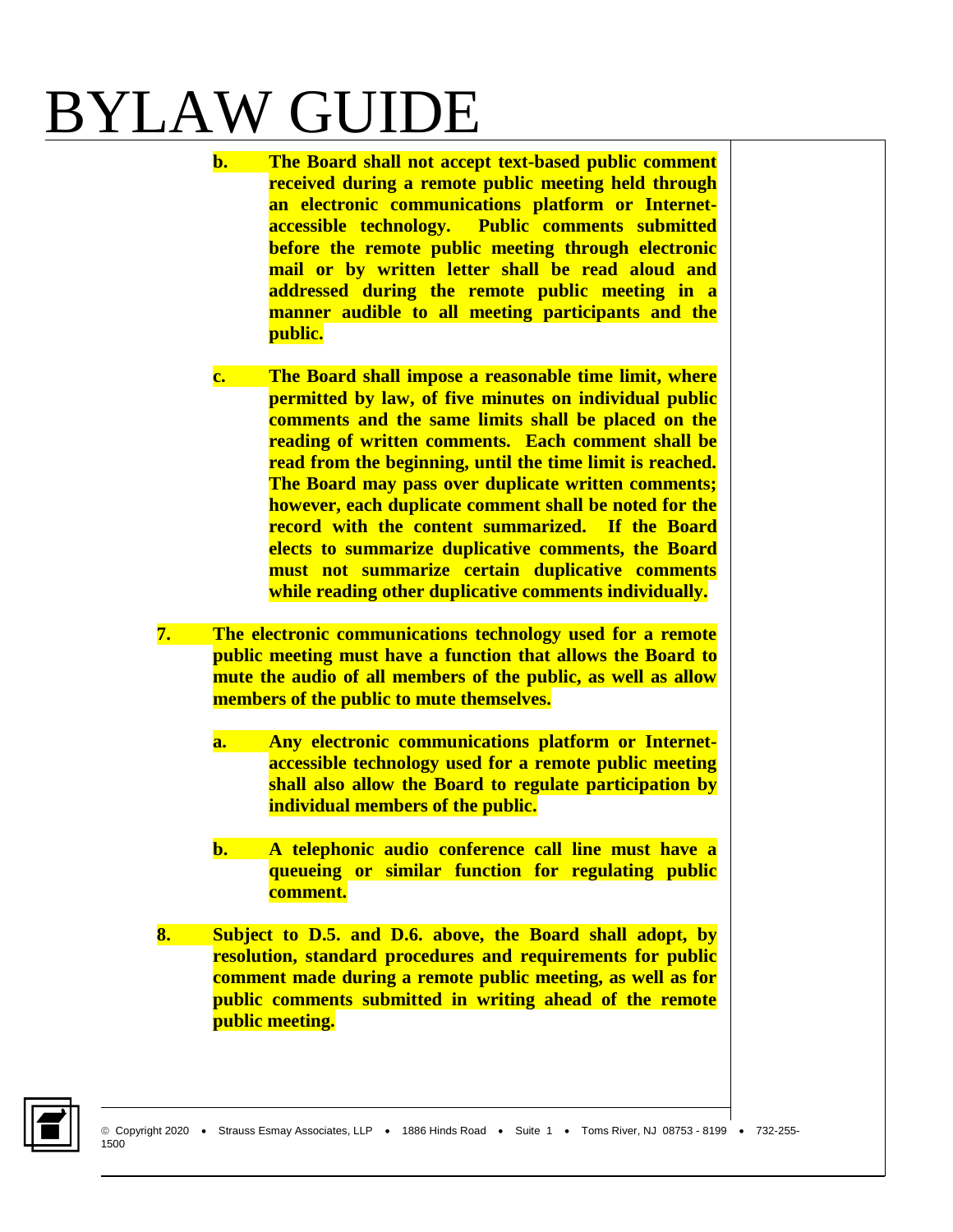b. **The Board shall not accept text-based public comment received during a remote public meeting held through an electronic communications platform or Internet-accessible technology. Public comments submitted before the remote public meeting through electronic mail or by written letter shall be read aloud and addressed during the remote public meeting in a manner audible to all meeting participants and the public.**

c. **The Board shall impose a reasonable time limit, where permitted by law, of five minutes on individual public comments and the same limits shall be placed on the reading of written comments. Each comment shall be read from the beginning, until the time limit is reached. The Board may pass over duplicate written comments; however, each duplicate comment shall be noted for the record with the content summarized. If the Board elects to summarize duplicative comments, the Board must not summarize certain duplicative comments while reading other duplicative comments individually.**

7. **The electronic communications technology used for a remote public meeting must have a function that allows the Board to mute the audio of all members of the public, as well as allow members of the public to mute themselves.**

   a. **Any electronic communications platform or Internet-accessible technology used for a remote public meeting shall also allow the Board to regulate participation by individual members of the public.**

   b. **A telephonic audio conference call line must have a queueing or similar function for regulating public comment.**

8. **Subject to D.5. and D.6. above, the Board shall adopt, by resolution, standard procedures and requirements for public comment made during a remote public meeting, as well as for public comments submitted in writing ahead of the remote public meeting.**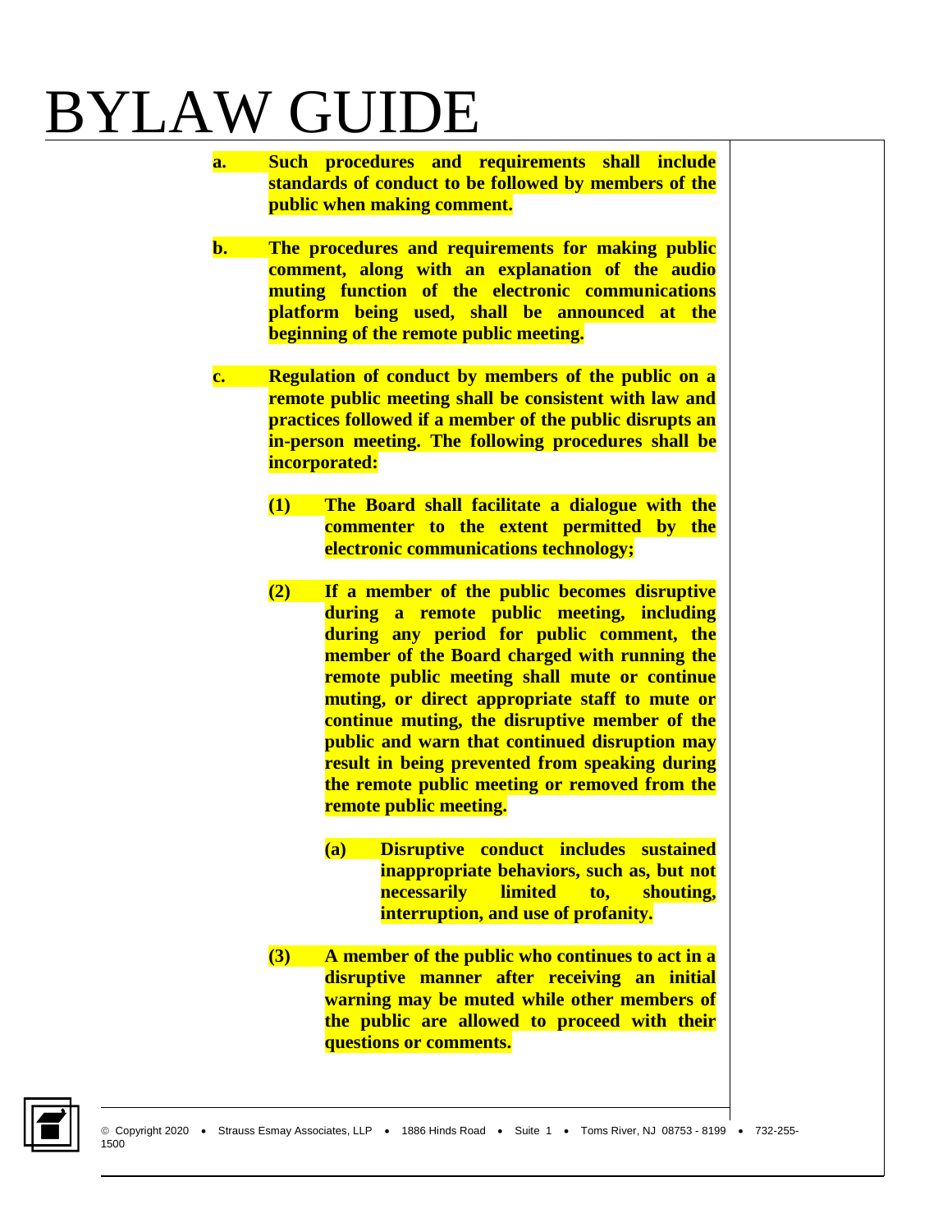**a. Such procedures and requirements shall include standards of conduct to be followed by members of the public when making comment.**

**b. The procedures and requirements for making public comment, along with an explanation of the audio muting function of the electronic communications platform being used, shall be announced at the beginning of the remote public meeting.**

**c. Regulation of conduct by members of the public on a remote public meeting shall be consistent with law and practices followed if a member of the public disrupts an in-person meeting. The following procedures shall be incorporated:**

**(1) The Board shall facilitate a dialogue with the commenter to the extent permitted by the electronic communications technology;**

**(2) If a member of the public becomes disruptive during a remote public meeting, including during any period for public comment, the member of the Board charged with running the remote public meeting shall mute or continue muting, or direct appropriate staff to mute or continue muting, the disruptive member of the public and warn that continued disruption may result in being prevented from speaking during the remote public meeting or removed from the remote public meeting.**

**(a) Disruptive conduct includes sustained inappropriate behaviors, such as, but not necessarily limited to, shouting, interruption, and use of profanity.**

**(3) A member of the public who continues to act in a disruptive manner after receiving an initial warning may be muted while other members of the public are allowed to proceed with their questions or comments.**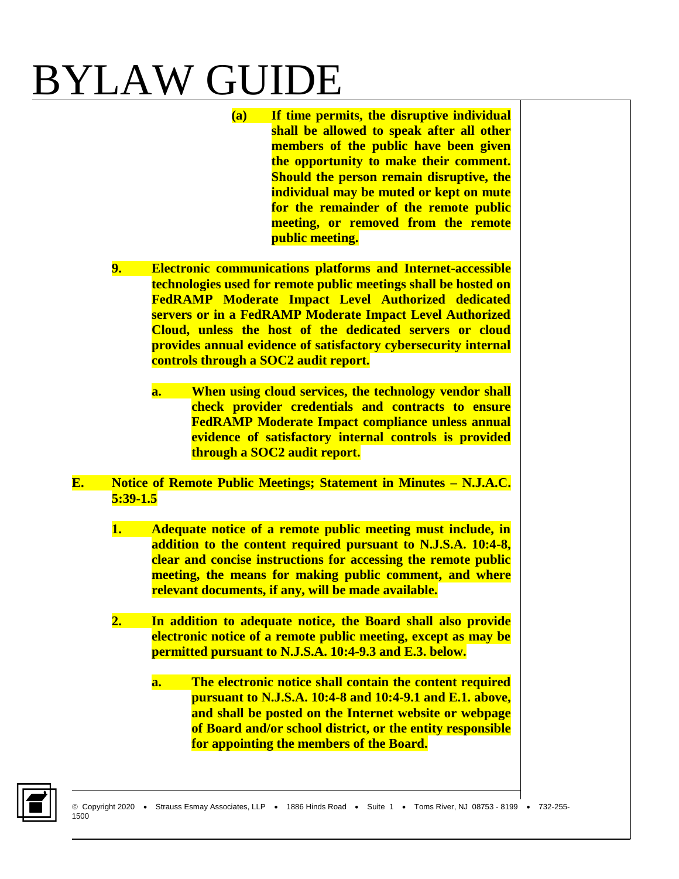**(a) If time permits, the disruptive individual shall be allowed to speak after all other members of the public have been given the opportunity to make their comment. Should the person remain disruptive, the individual may be muted or kept on mute for the remainder of the remote public meeting, or removed from the remote public meeting.**

**9. Electronic communications platforms and Internet-accessible technologies used for remote public meetings shall be hosted on FedRAMP Moderate Impact Level Authorized dedicated servers or in a FedRAMP Moderate Impact Level Authorized Cloud, unless the host of the dedicated servers or cloud provides annual evidence of satisfactory cybersecurity internal controls through a SOC2 audit report.**

**a. When using cloud services, the technology vendor shall check provider credentials and contracts to ensure FedRAMP Moderate Impact compliance unless annual evidence of satisfactory internal controls is provided through a SOC2 audit report.**

**E. Notice of Remote Public Meetings; Statement in Minutes – N.J.A.C. 5:39-1.5**

**1. Adequate notice of a remote public meeting must include, in addition to the content required pursuant to N.J.S.A. 10:4-8, clear and concise instructions for accessing the remote public meeting, the means for making public comment, and where relevant documents, if any, will be made available.**

**2. In addition to adequate notice, the Board shall also provide electronic notice of a remote public meeting, except as may be permitted pursuant to N.J.S.A. 10:4-9.3 and E.3. below.**

**a. The electronic notice shall contain the content required pursuant to N.J.S.A. 10:4-8 and 10:4-9.1 and E.1. above, and shall be posted on the Internet website or webpage of Board and/or school district, or the entity responsible for appointing the members of the Board.**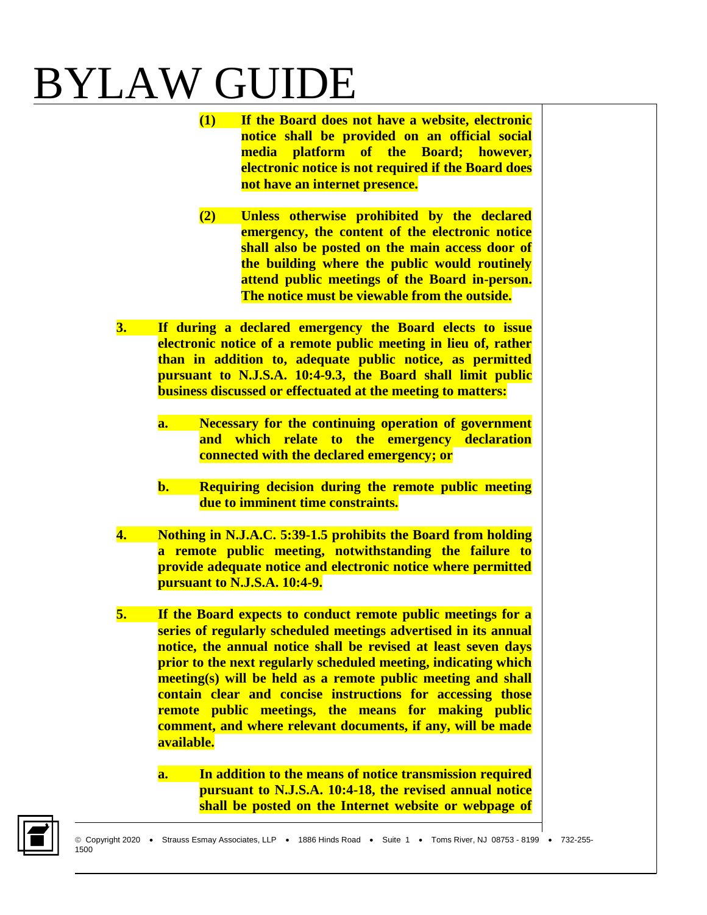**(1) If the Board does not have a website, electronic notice shall be provided on an official social media platform of the Board; however, electronic notice is not required if the Board does not have an internet presence.**

**(2) Unless otherwise prohibited by the declared emergency, the content of the electronic notice shall also be posted on the main access door of the building where the public would routinely attend public meetings of the Board in-person. The notice must be viewable from the outside.**

**3. If during a declared emergency the Board elects to issue electronic notice of a remote public meeting in lieu of, rather than in addition to, adequate public notice, as permitted pursuant to N.J.S.A. 10:4-9.3, the Board shall limit public business discussed or effectuated at the meeting to matters:**

**a. Necessary for the continuing operation of government and which relate to the emergency declaration connected with the declared emergency; or**

**b. Requiring decision during the remote public meeting due to imminent time constraints.**

**4. Nothing in N.J.A.C. 5:39-1.5 prohibits the Board from holding a remote public meeting, notwithstanding the failure to provide adequate notice and electronic notice where permitted pursuant to N.J.S.A. 10:4-9.**

**5. If the Board expects to conduct remote public meetings for a series of regularly scheduled meetings advertised in its annual notice, the annual notice shall be revised at least seven days prior to the next regularly scheduled meeting, indicating which meeting(s) will be held as a remote public meeting and shall contain clear and concise instructions for accessing those remote public meetings, the means for making public comment, and where relevant documents, if any, will be made available.**

**a. In addition to the means of notice transmission required pursuant to N.J.S.A. 10:4-18, the revised annual notice shall be posted on the Internet website or webpage of**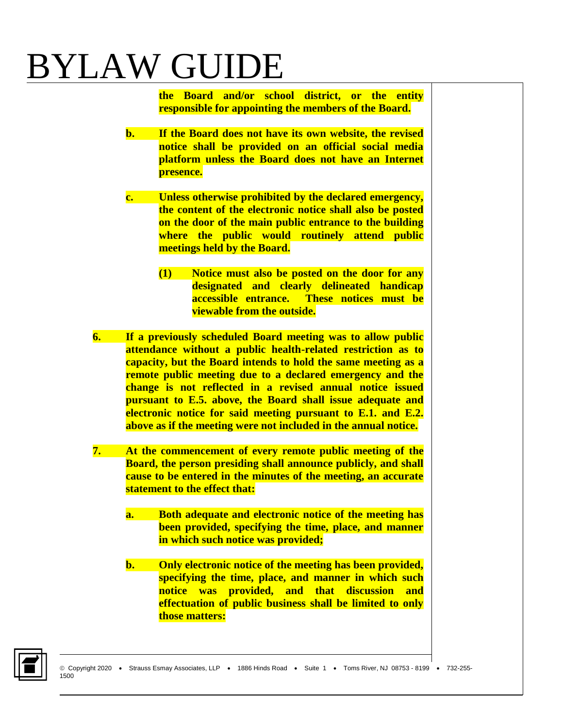**the Board and/or school district, or the entity responsible for appointing the members of the Board.**

**b. If the Board does not have its own website, the revised notice shall be provided on an official social media platform unless the Board does not have an Internet presence.**

**c. Unless otherwise prohibited by the declared emergency, the content of the electronic notice shall also be posted on the door of the main public entrance to the building where the public would routinely attend public meetings held by the Board.**

**(1) Notice must also be posted on the door for any designated and clearly delineated handicap accessible entrance. These notices must be viewable from the outside.**

**6. If a previously scheduled Board meeting was to allow public attendance without a public health-related restriction as to capacity, but the Board intends to hold the same meeting as a remote public meeting due to a declared emergency and the change is not reflected in a revised annual notice issued pursuant to E.5. above, the Board shall issue adequate and electronic notice for said meeting pursuant to E.1. and E.2. above as if the meeting were not included in the annual notice.**

**7. At the commencement of every remote public meeting of the Board, the person presiding shall announce publicly, and shall cause to be entered in the minutes of the meeting, an accurate statement to the effect that:**

**a. Both adequate and electronic notice of the meeting has been provided, specifying the time, place, and manner in which such notice was provided;**

**b. Only electronic notice of the meeting has been provided, specifying the time, place, and manner in which such notice was provided, and that discussion and effectuation of public business shall be limited to only those matters:**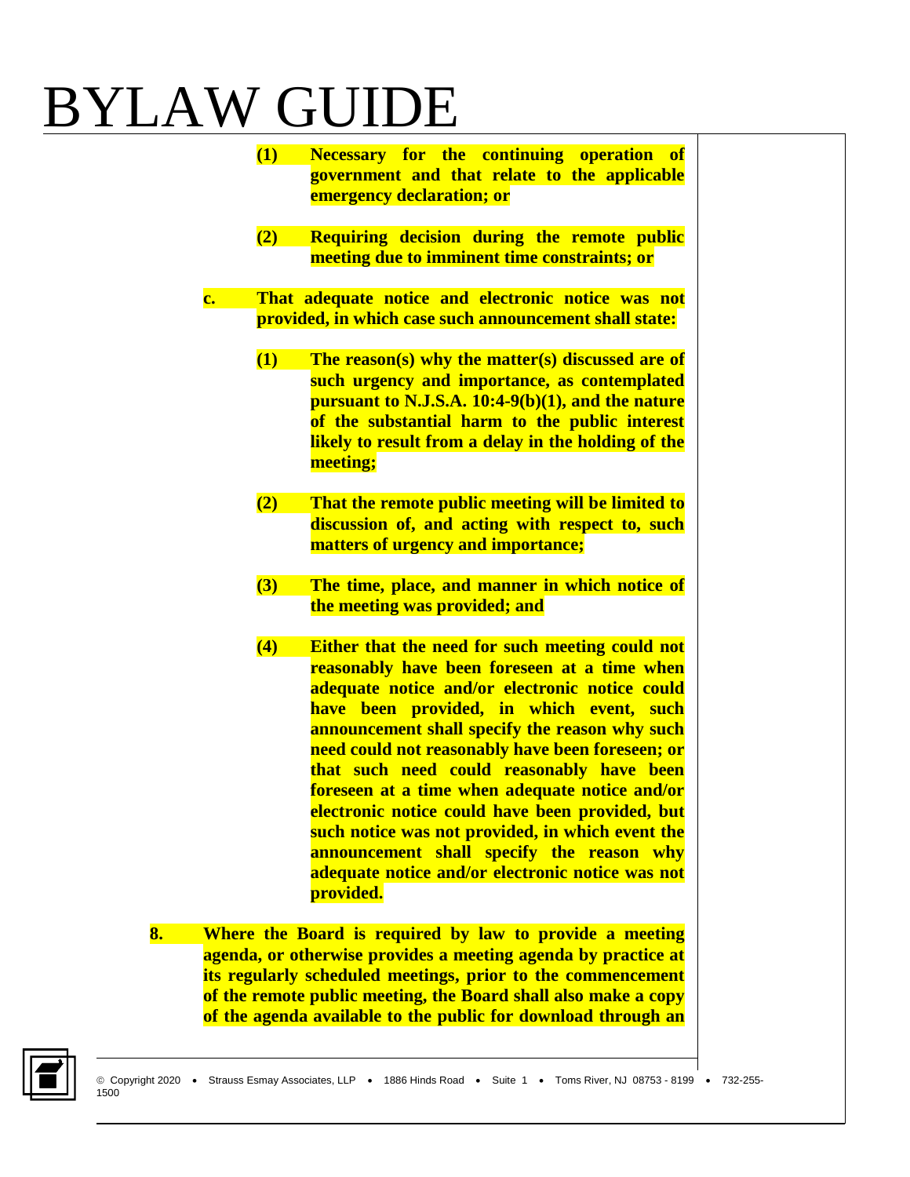**(1) Necessary for the continuing operation of government and that relate to the applicable emergency declaration; or**

**(2) Requiring decision during the remote public meeting due to imminent time constraints; or**

**c. That adequate notice and electronic notice was not provided, in which case such announcement shall state:**

**(1) The reason(s) why the matter(s) discussed are of such urgency and importance, as contemplated pursuant to N.J.S.A. 10:4-9(b)(1), and the nature of the substantial harm to the public interest likely to result from a delay in the holding of the meeting;**

**(2) That the remote public meeting will be limited to discussion of, and acting with respect to, such matters of urgency and importance;**

**(3) The time, place, and manner in which notice of the meeting was provided; and**

**(4) Either that the need for such meeting could not reasonably have been foreseen at a time when adequate notice and/or electronic notice could have been provided, in which event, such announcement shall specify the reason why such need could not reasonably have been foreseen; or that such need could reasonably have been foreseen at a time when adequate notice and/or electronic notice could have been provided, but such notice was not provided, in which event the announcement shall specify the reason why adequate notice and/or electronic notice was not provided.**

**8. Where the Board is required by law to provide a meeting agenda, or otherwise provides a meeting agenda by practice at its regularly scheduled meetings, prior to the commencement of the remote public meeting, the Board shall also make a copy of the agenda available to the public for download through an**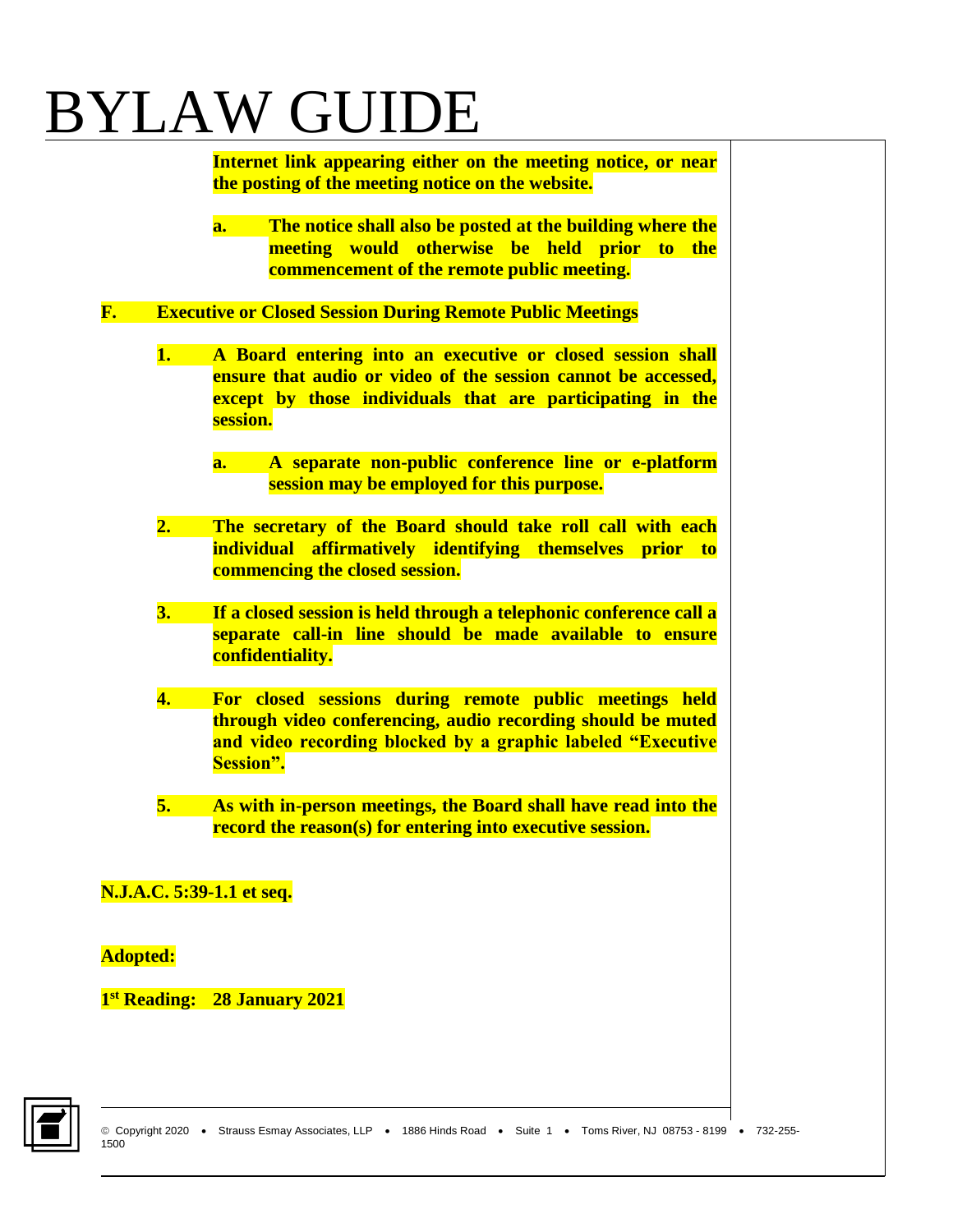**Internet link appearing either on the meeting notice, or near the posting of the meeting notice on the website.**

**a. The notice shall also be posted at the building where the meeting would otherwise be held prior to the commencement of the remote public meeting.**

**F. Executive or Closed Session During Remote Public Meetings**

**1. A Board entering into an executive or closed session shall ensure that audio or video of the session cannot be accessed, except by those individuals that are participating in the session.**

**a. A separate non-public conference line or e-platform session may be employed for this purpose.**

**2. The secretary of the Board should take roll call with each individual affirmatively identifying themselves prior to commencing the closed session.**

**3. If a closed session is held through a telephonic conference call a separate call-in line should be made available to ensure confidentiality.**

**4. For closed sessions during remote public meetings held through video conferencing, audio recording should be muted and video recording blocked by a graphic labeled "Executive Session".**

**5. As with in-person meetings, the Board shall have read into the record the reason(s) for entering into executive session.**

**N.J.A.C. 5:39-1.1 et seq.**

**Adopted:**

**1st Reading: 28 January 2021**